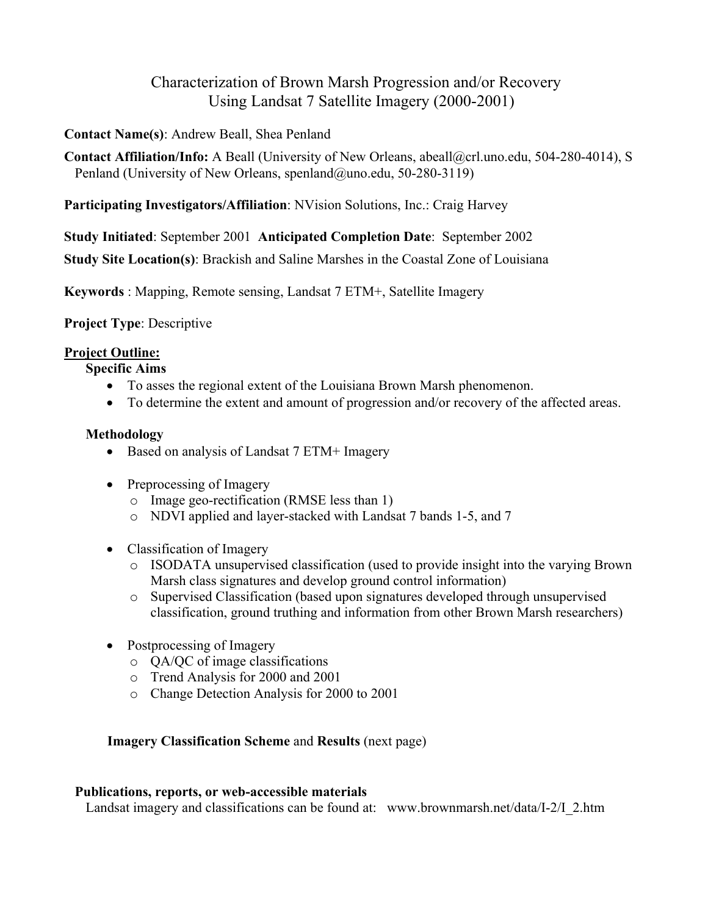# Characterization of Brown Marsh Progression and/or Recovery Using Landsat 7 Satellite Imagery (2000-2001)

**Contact Name(s)**: Andrew Beall, Shea Penland

**Contact Affiliation/Info:** A Beall (University of New Orleans, abeall@crl.uno.edu, 504-280-4014), S Penland (University of New Orleans, spenland@uno.edu, 50-280-3119)

**Participating Investigators/Affiliation**: NVision Solutions, Inc.: Craig Harvey

**Study Initiated**: September 2001 **Anticipated Completion Date**: September 2002

**Study Site Location(s)**: Brackish and Saline Marshes in the Coastal Zone of Louisiana

**Keywords** : Mapping, Remote sensing, Landsat 7 ETM+, Satellite Imagery

**Project Type**: Descriptive

## Project Outline:

### Specific Aims

- To asses the regional extent of the Louisiana Brown Marsh phenomenon.
- To determine the extent and amount of progression and/or recovery of the affected areas.

### Methodology

- Based on analysis of Landsat 7 ETM+ Imagery
- Preprocessing of Imagery
  - Image geo-rectification (RMSE less than 1)
  - NDVI applied and layer-stacked with Landsat 7 bands 1-5, and 7
- Classification of Imagery
  - ISODATA unsupervised classification (used to provide insight into the varying Brown Marsh class signatures and develop ground control information)
  - Supervised Classification (based upon signatures developed through unsupervised classification, ground truthing and information from other Brown Marsh researchers)
- Postprocessing of Imagery
  - QA/QC of image classifications
  - Trend Analysis for 2000 and 2001
  - Change Detection Analysis for 2000 to 2001

**Imagery Classification Scheme** and **Results** (next page)

### Publications, reports, or web-accessible materials

Landsat imagery and classifications can be found at: www.brownmarsh.net/data/I-2/I_2.htm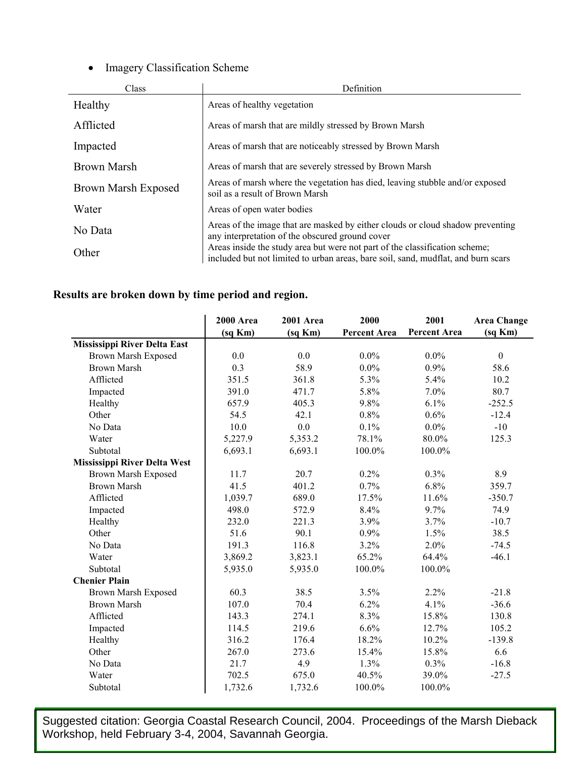- Imagery Classification Scheme

| Class | Definition |
| --- | --- |
| Healthy | Areas of healthy vegetation |
| Afflicted | Areas of marsh that are mildly stressed by Brown Marsh |
| Impacted | Areas of marsh that are noticeably stressed by Brown Marsh |
| Brown Marsh | Areas of marsh that are severely stressed by Brown Marsh |
| Brown Marsh Exposed | Areas of marsh where the vegetation has died, leaving stubble and/or exposed soil as a result of Brown Marsh |
| Water | Areas of open water bodies |
| No Data | Areas of the image that are masked by either clouds or cloud shadow preventing any interpretation of the obscured ground cover |
| Other | Areas inside the study area but were not part of the classification scheme; included but not limited to urban areas, bare soil, sand, mudflat, and burn scars |

**Results are broken down by time period and region.**

| | 2000 Area (sq Km) | 2001 Area (sq Km) | 2000 Percent Area | 2001 Percent Area | Area Change (sq Km) |
| --- | --- | --- | --- | --- | --- |
| **Mississippi River Delta East** | | | | | |
| Brown Marsh Exposed | 0.0 | 0.0 | 0.0% | 0.0% | 0 |
| Brown Marsh | 0.3 | 58.9 | 0.0% | 0.9% | 58.6 |
| Afflicted | 351.5 | 361.8 | 5.3% | 5.4% | 10.2 |
| Impacted | 391.0 | 471.7 | 5.8% | 7.0% | 80.7 |
| Healthy | 657.9 | 405.3 | 9.8% | 6.1% | -252.5 |
| Other | 54.5 | 42.1 | 0.8% | 0.6% | -12.4 |
| No Data | 10.0 | 0.0 | 0.1% | 0.0% | -10 |
| Water | 5,227.9 | 5,353.2 | 78.1% | 80.0% | 125.3 |
| Subtotal | 6,693.1 | 6,693.1 | 100.0% | 100.0% | |
| **Mississippi River Delta West** | | | | | |
| Brown Marsh Exposed | 11.7 | 20.7 | 0.2% | 0.3% | 8.9 |
| Brown Marsh | 41.5 | 401.2 | 0.7% | 6.8% | 359.7 |
| Afflicted | 1,039.7 | 689.0 | 17.5% | 11.6% | -350.7 |
| Impacted | 498.0 | 572.9 | 8.4% | 9.7% | 74.9 |
| Healthy | 232.0 | 221.3 | 3.9% | 3.7% | -10.7 |
| Other | 51.6 | 90.1 | 0.9% | 1.5% | 38.5 |
| No Data | 191.3 | 116.8 | 3.2% | 2.0% | -74.5 |
| Water | 3,869.2 | 3,823.1 | 65.2% | 64.4% | -46.1 |
| Subtotal | 5,935.0 | 5,935.0 | 100.0% | 100.0% | |
| **Chenier Plain** | | | | | |
| Brown Marsh Exposed | 60.3 | 38.5 | 3.5% | 2.2% | -21.8 |
| Brown Marsh | 107.0 | 70.4 | 6.2% | 4.1% | -36.6 |
| Afflicted | 143.3 | 274.1 | 8.3% | 15.8% | 130.8 |
| Impacted | 114.5 | 219.6 | 6.6% | 12.7% | 105.2 |
| Healthy | 316.2 | 176.4 | 18.2% | 10.2% | -139.8 |
| Other | 267.0 | 273.6 | 15.4% | 15.8% | 6.6 |
| No Data | 21.7 | 4.9 | 1.3% | 0.3% | -16.8 |
| Water | 702.5 | 675.0 | 40.5% | 39.0% | -27.5 |
| Subtotal | 1,732.6 | 1,732.6 | 100.0% | 100.0% | |

Suggested citation: Georgia Coastal Research Council, 2004. Proceedings of the Marsh Dieback Workshop, held February 3-4, 2004, Savannah Georgia.